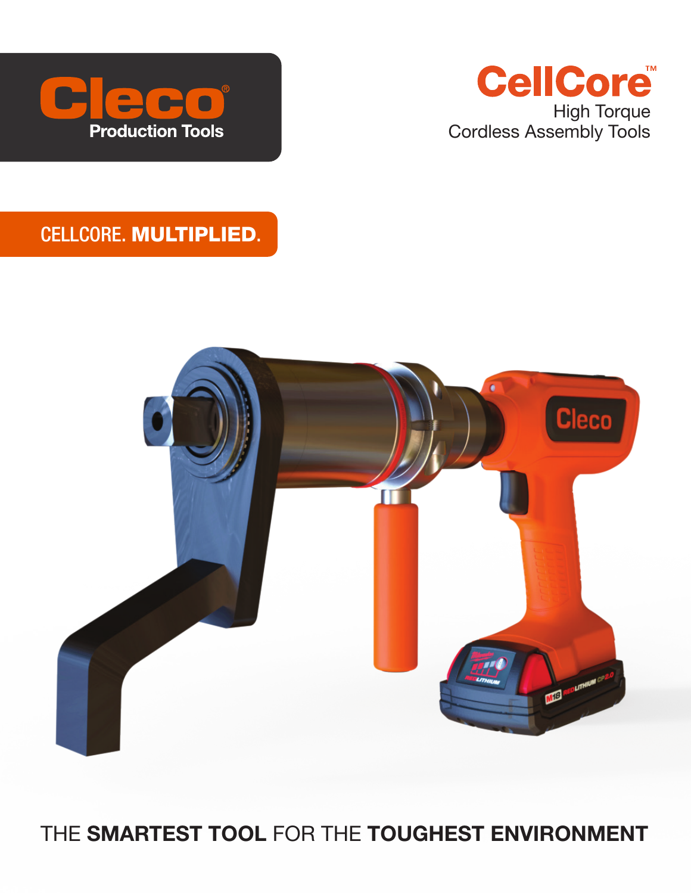# Cleco® Production Tools

# CellCore™

High Torque
Cordless Assembly Tools

CELLCORE. **MULTIPLIED.**

THE **SMARTEST TOOL** FOR THE **TOUGHEST ENVIRONMENT**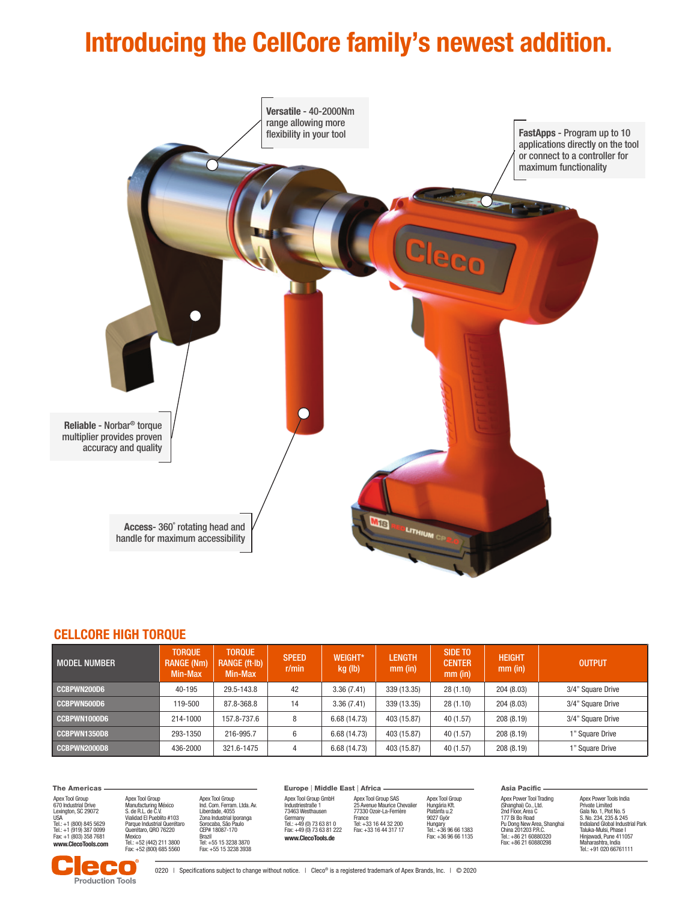# Introducing the CellCore family's newest addition.

**Versatile** - 40-2000Nm range allowing more flexibility in your tool

**FastApps** - Program up to 10 applications directly on the tool or connect to a controller for maximum functionality

**Reliable** - Norbar® torque multiplier provides proven accuracy and quality

**Access**- 360° rotating head and handle for maximum accessibility

## CELLCORE HIGH TORQUE

| MODEL NUMBER | TORQUE RANGE (Nm) Min-Max | TORQUE RANGE (ft-lb) Min-Max | SPEED r/min | WEIGHT* kg (lb) | LENGTH mm (in) | SIDE TO CENTER mm (in) | HEIGHT mm (in) | OUTPUT |
|---|---|---|---|---|---|---|---|---|
| CCBPWN200D6 | 40-195 | 29.5-143.8 | 42 | 3.36 (7.41) | 339 (13.35) | 28 (1.10) | 204 (8.03) | 3/4" Square Drive |
| CCBPWN500D6 | 119-500 | 87.8-368.8 | 14 | 3.36 (7.41) | 339 (13.35) | 28 (1.10) | 204 (8.03) | 3/4" Square Drive |
| CCBPWN1000D6 | 214-1000 | 157.8-737.6 | 8 | 6.68 (14.73) | 403 (15.87) | 40 (1.57) | 208 (8.19) | 3/4" Square Drive |
| CCBPWN1350D8 | 293-1350 | 216-995.7 | 6 | 6.68 (14.73) | 403 (15.87) | 40 (1.57) | 208 (8.19) | 1" Square Drive |
| CCBPWN2000D8 | 436-2000 | 321.6-1475 | 4 | 6.68 (14.73) | 403 (15.87) | 40 (1.57) | 208 (8.19) | 1" Square Drive |

**The Americas**

Apex Tool Group
670 Industrial Drive
Lexington, SC 29072
USA
Tel.: +1 (800) 845 5629
Tel.: +1 (919) 387 0099
Fax: +1 (803) 358 7681
**www.ClecoTools.com**

Apex Tool Group
Manufacturing México
S. de R.L. de C.V.
Vialidad El Pueblito #103
Parque Industrial Querétaro
Querétaro, QRO 76220
Mexico
Tel.: +52 (442) 211 3800
Fax: +52 (800) 685 5560

Apex Tool Group
Ind. Com. Ferram. Ltda. Av.
Liberdade, 4055
Zona Industrial Iporanga
Sorocaba, São Paulo
CEP# 18087-170
Brazil
Tel.: +55 15 3238 3870
Fax: +55 15 3238 3938

**Europe | Middle East | Africa**

Apex Tool Group GmbH
Industriestraße 1
73463 Westhausen
Germany
Tel.: +49 (0) 73 63 81 0
Fax: +49 (0) 73 63 81 222
**www.ClecoTools.de**

Apex Tool Group SAS
25 Avenue Maurice Chevalier
77330 Ozoir-La-Ferrière
France
Tel: +33 16 44 32 200
Fax: +33 16 44 317 17

Apex Tool Group
Hungária Kft.
Platánfa u.2
9027 Győr
Hungary
Tel.: +36 96 66 1383
Fax: +36 96 66 1135

**Asia Pacific**

Apex Power Tool Trading
(Shanghai) Co., Ltd.
2nd Floor, Area C
177 Bi Bo Road
Pu Dong New Area, Shanghai
China 201203 P.R.C.
Tel.: +86 21 60880320
Fax: +86 21 60880298

Apex Power Tools India
Private Limited
Gala No. 1, Plot No. 5
S. No. 234, 235 & 245
Indialand Global Industrial Park
Taluka-Mulsi, Phase I
Hinjawadi, Pune 411057
Maharashtra, India
Tel.: +91 020 66761111

Cleco® Production Tools

0220 | Specifications subject to change without notice. | Cleco® is a registered trademark of Apex Brands, Inc. | © 2020